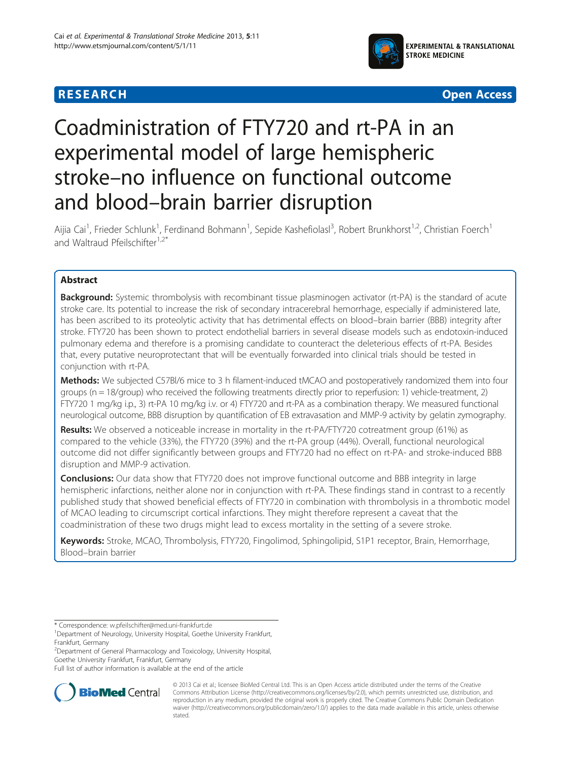RESEARCH Open Access

# Coadministration of FTY720 and rt-PA in an experimental model of large hemispheric stroke–no influence on functional outcome and blood–brain barrier disruption

Aijia Cai[1], Frieder Schlunk[1], Ferdinand Bohmann[1], Sepide Kashefiolasl[3], Robert Brunkhorst[1,2], Christian Foerch[1] and Waltraud Pfeilschifter[1,2*]

## Abstract

**Background:** Systemic thrombolysis with recombinant tissue plasminogen activator (rt-PA) is the standard of acute stroke care. Its potential to increase the risk of secondary intracerebral hemorrhage, especially if administered late, has been ascribed to its proteolytic activity that has detrimental effects on blood–brain barrier (BBB) integrity after stroke. FTY720 has been shown to protect endothelial barriers in several disease models such as endotoxin-induced pulmonary edema and therefore is a promising candidate to counteract the deleterious effects of rt-PA. Besides that, every putative neuroprotectant that will be eventually forwarded into clinical trials should be tested in conjunction with rt-PA.

**Methods:** We subjected C57Bl/6 mice to 3 h filament-induced tMCAO and postoperatively randomized them into four groups (n = 18/group) who received the following treatments directly prior to reperfusion: 1) vehicle-treatment, 2) FTY720 1 mg/kg i.p., 3) rt-PA 10 mg/kg i.v. or 4) FTY720 and rt-PA as a combination therapy. We measured functional neurological outcome, BBB disruption by quantification of EB extravasation and MMP-9 activity by gelatin zymography.

**Results:** We observed a noticeable increase in mortality in the rt-PA/FTY720 cotreatment group (61%) as compared to the vehicle (33%), the FTY720 (39%) and the rt-PA group (44%). Overall, functional neurological outcome did not differ significantly between groups and FTY720 had no effect on rt-PA- and stroke-induced BBB disruption and MMP-9 activation.

**Conclusions:** Our data show that FTY720 does not improve functional outcome and BBB integrity in large hemispheric infarctions, neither alone nor in conjunction with rt-PA. These findings stand in contrast to a recently published study that showed beneficial effects of FTY720 in combination with thrombolysis in a thrombotic model of MCAO leading to circumscript cortical infarctions. They might therefore represent a caveat that the coadministration of these two drugs might lead to excess mortality in the setting of a severe stroke.

**Keywords:** Stroke, MCAO, Thrombolysis, FTY720, Fingolimod, Sphingolipid, S1P1 receptor, Brain, Hemorrhage, Blood–brain barrier

\* Correspondence: w.pfeilschifter@med.uni-frankfurt.de
[1]Department of Neurology, University Hospital, Goethe University Frankfurt, Frankfurt, Germany
[2]Department of General Pharmacology and Toxicology, University Hospital, Goethe University Frankfurt, Frankfurt, Germany
Full list of author information is available at the end of the article

© 2013 Cai et al.; licensee BioMed Central Ltd. This is an Open Access article distributed under the terms of the Creative Commons Attribution License (http://creativecommons.org/licenses/by/2.0), which permits unrestricted use, distribution, and reproduction in any medium, provided the original work is properly cited. The Creative Commons Public Domain Dedication waiver (http://creativecommons.org/publicdomain/zero/1.0/) applies to the data made available in this article, unless otherwise stated.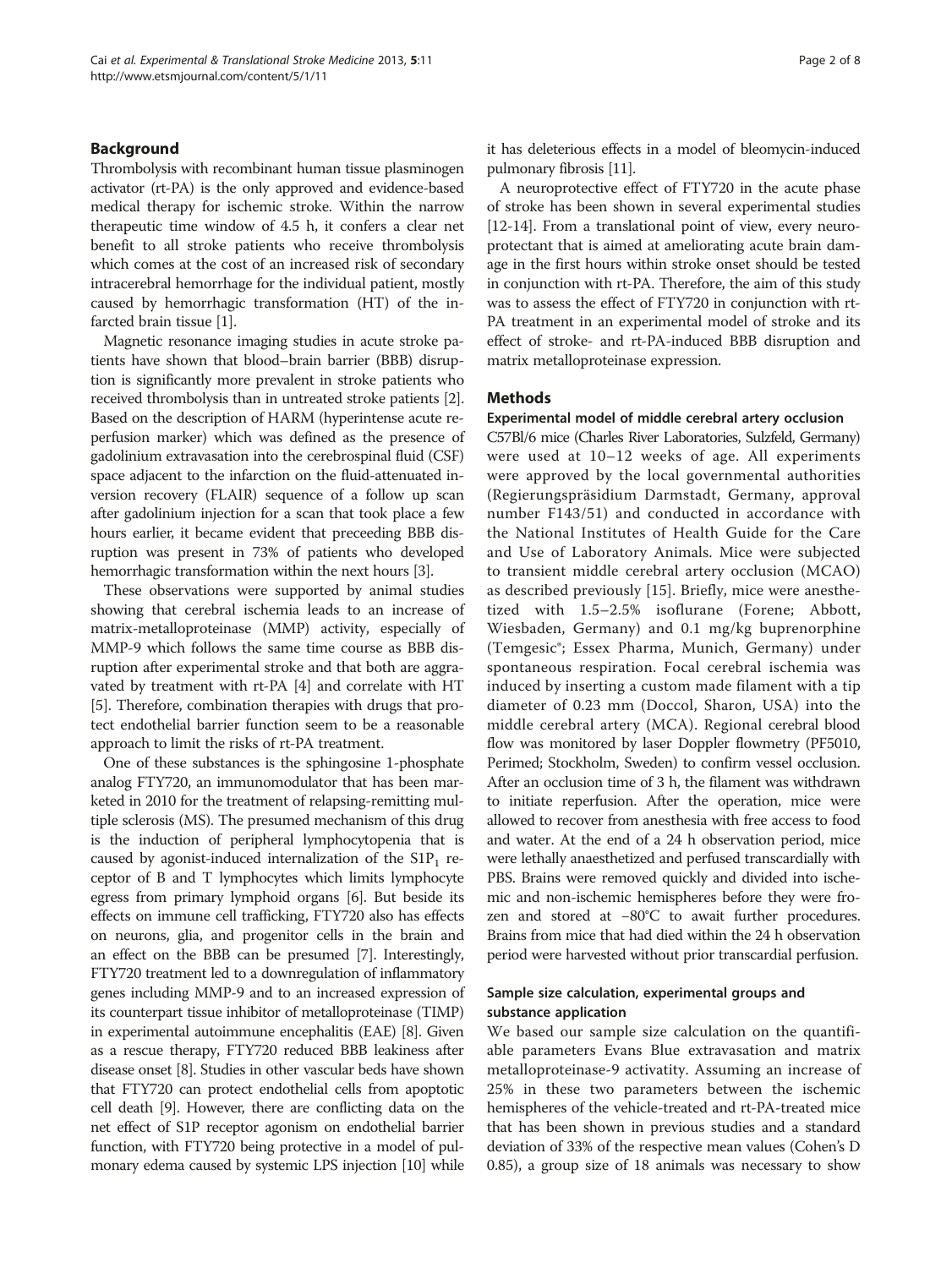## Background

Thrombolysis with recombinant human tissue plasminogen activator (rt-PA) is the only approved and evidence-based medical therapy for ischemic stroke. Within the narrow therapeutic time window of 4.5 h, it confers a clear net benefit to all stroke patients who receive thrombolysis which comes at the cost of an increased risk of secondary intracerebral hemorrhage for the individual patient, mostly caused by hemorrhagic transformation (HT) of the infarcted brain tissue [1].

Magnetic resonance imaging studies in acute stroke patients have shown that blood–brain barrier (BBB) disruption is significantly more prevalent in stroke patients who received thrombolysis than in untreated stroke patients [2]. Based on the description of HARM (hyperintense acute reperfusion marker) which was defined as the presence of gadolinium extravasation into the cerebrospinal fluid (CSF) space adjacent to the infarction on the fluid-attenuated inversion recovery (FLAIR) sequence of a follow up scan after gadolinium injection for a scan that took place a few hours earlier, it became evident that preceeding BBB disruption was present in 73% of patients who developed hemorrhagic transformation within the next hours [3].

These observations were supported by animal studies showing that cerebral ischemia leads to an increase of matrix-metalloproteinase (MMP) activity, especially of MMP-9 which follows the same time course as BBB disruption after experimental stroke and that both are aggravated by treatment with rt-PA [4] and correlate with HT [5]. Therefore, combination therapies with drugs that protect endothelial barrier function seem to be a reasonable approach to limit the risks of rt-PA treatment.

One of these substances is the sphingosine 1-phosphate analog FTY720, an immunomodulator that has been marketed in 2010 for the treatment of relapsing-remitting multiple sclerosis (MS). The presumed mechanism of this drug is the induction of peripheral lymphocytopenia that is caused by agonist-induced internalization of the $S1P_1$ receptor of B and T lymphocytes which limits lymphocyte egress from primary lymphoid organs [6]. But beside its effects on immune cell trafficking, FTY720 also has effects on neurons, glia, and progenitor cells in the brain and an effect on the BBB can be presumed [7]. Interestingly, FTY720 treatment led to a downregulation of inflammatory genes including MMP-9 and to an increased expression of its counterpart tissue inhibitor of metalloproteinase (TIMP) in experimental autoimmune encephalitis (EAE) [8]. Given as a rescue therapy, FTY720 reduced BBB leakiness after disease onset [8]. Studies in other vascular beds have shown that FTY720 can protect endothelial cells from apoptotic cell death [9]. However, there are conflicting data on the net effect of S1P receptor agonism on endothelial barrier function, with FTY720 being protective in a model of pulmonary edema caused by systemic LPS injection [10] while it has deleterious effects in a model of bleomycin-induced pulmonary fibrosis [11].

A neuroprotective effect of FTY720 in the acute phase of stroke has been shown in several experimental studies [12-14]. From a translational point of view, every neuroprotectant that is aimed at ameliorating acute brain damage in the first hours within stroke onset should be tested in conjunction with rt-PA. Therefore, the aim of this study was to assess the effect of FTY720 in conjunction with rt-PA treatment in an experimental model of stroke and its effect of stroke- and rt-PA-induced BBB disruption and matrix metalloproteinase expression.

## Methods

### Experimental model of middle cerebral artery occlusion

C57Bl/6 mice (Charles River Laboratories, Sulzfeld, Germany) were used at 10–12 weeks of age. All experiments were approved by the local governmental authorities (Regierungspräsidium Darmstadt, Germany, approval number F143/51) and conducted in accordance with the National Institutes of Health Guide for the Care and Use of Laboratory Animals. Mice were subjected to transient middle cerebral artery occlusion (MCAO) as described previously [15]. Briefly, mice were anesthetized with 1.5–2.5% isoflurane (Forene; Abbott, Wiesbaden, Germany) and 0.1 mg/kg buprenorphine (Temgesic®; Essex Pharma, Munich, Germany) under spontaneous respiration. Focal cerebral ischemia was induced by inserting a custom made filament with a tip diameter of 0.23 mm (Doccol, Sharon, USA) into the middle cerebral artery (MCA). Regional cerebral blood flow was monitored by laser Doppler flowmetry (PF5010, Perimed; Stockholm, Sweden) to confirm vessel occlusion. After an occlusion time of 3 h, the filament was withdrawn to initiate reperfusion. After the operation, mice were allowed to recover from anesthesia with free access to food and water. At the end of a 24 h observation period, mice were lethally anaesthetized and perfused transcardially with PBS. Brains were removed quickly and divided into ischemic and non-ischemic hemispheres before they were frozen and stored at −80°C to await further procedures. Brains from mice that had died within the 24 h observation period were harvested without prior transcardial perfusion.

### Sample size calculation, experimental groups and substance application

We based our sample size calculation on the quantifiable parameters Evans Blue extravasation and matrix metalloproteinase-9 activatity. Assuming an increase of 25% in these two parameters between the ischemic hemispheres of the vehicle-treated and rt-PA-treated mice that has been shown in previous studies and a standard deviation of 33% of the respective mean values (Cohen's D 0.85), a group size of 18 animals was necessary to show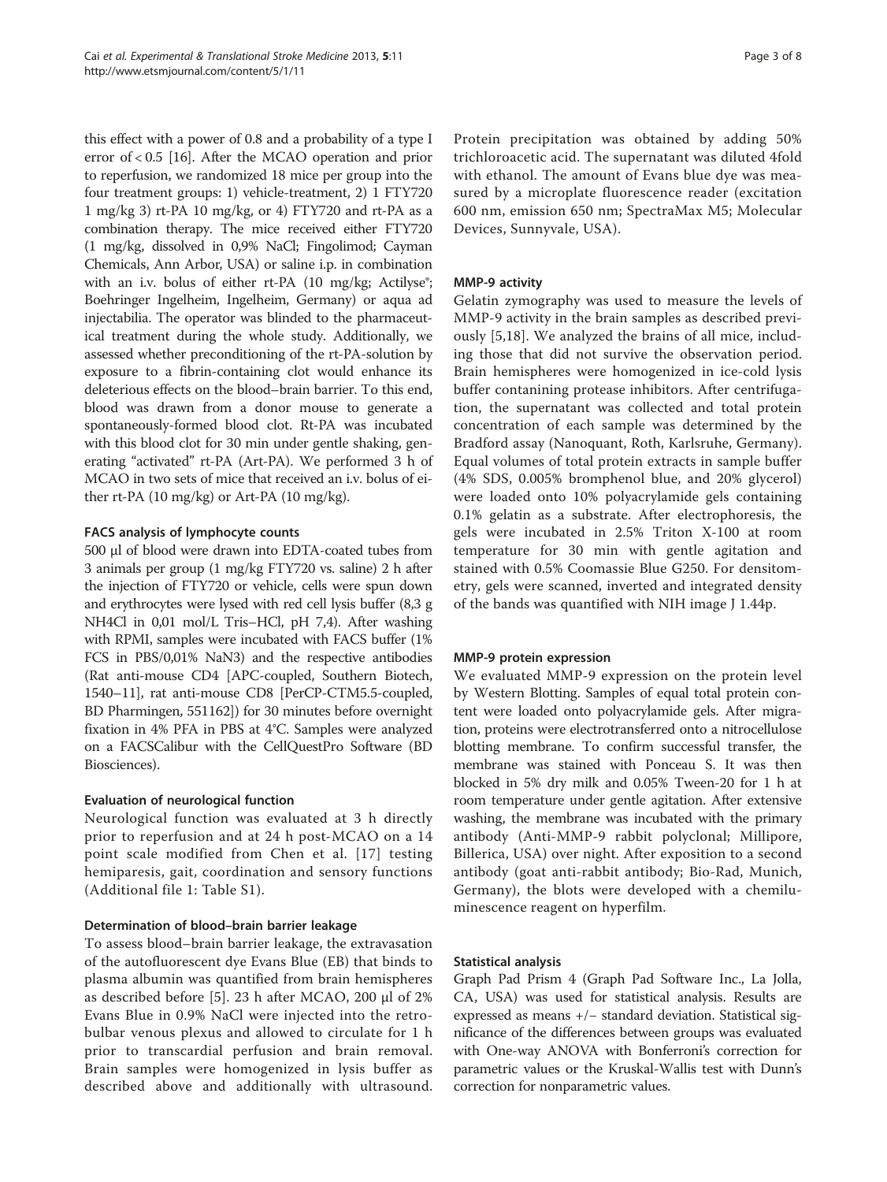this effect with a power of 0.8 and a probability of a type I error of < 0.5 [16]. After the MCAO operation and prior to reperfusion, we randomized 18 mice per group into the four treatment groups: 1) vehicle-treatment, 2) 1 FTY720 1 mg/kg 3) rt-PA 10 mg/kg, or 4) FTY720 and rt-PA as a combination therapy. The mice received either FTY720 (1 mg/kg, dissolved in 0,9% NaCl; Fingolimod; Cayman Chemicals, Ann Arbor, USA) or saline i.p. in combination with an i.v. bolus of either rt-PA (10 mg/kg; Actilyse®; Boehringer Ingelheim, Ingelheim, Germany) or aqua ad injectabilia. The operator was blinded to the pharmaceutical treatment during the whole study. Additionally, we assessed whether preconditioning of the rt-PA-solution by exposure to a fibrin-containing clot would enhance its deleterious effects on the blood–brain barrier. To this end, blood was drawn from a donor mouse to generate a spontaneously-formed blood clot. Rt-PA was incubated with this blood clot for 30 min under gentle shaking, generating "activated" rt-PA (Art-PA). We performed 3 h of MCAO in two sets of mice that received an i.v. bolus of either rt-PA (10 mg/kg) or Art-PA (10 mg/kg).

### FACS analysis of lymphocyte counts

500 μl of blood were drawn into EDTA-coated tubes from 3 animals per group (1 mg/kg FTY720 vs. saline) 2 h after the injection of FTY720 or vehicle, cells were spun down and erythrocytes were lysed with red cell lysis buffer (8,3 g $NH_4Cl$ in 0,01 mol/L Tris–HCl, pH 7,4). After washing with RPMI, samples were incubated with FACS buffer (1% FCS in PBS/0,01% $NaN_3$) and the respective antibodies (Rat anti-mouse CD4 [APC-coupled, Southern Biotech, 1540–11], rat anti-mouse CD8 [PerCP-CTM5.5-coupled, BD Pharmingen, 551162]) for 30 minutes before overnight fixation in 4% PFA in PBS at 4°C. Samples were analyzed on a FACSCalibur with the CellQuestPro Software (BD Biosciences).

### Evaluation of neurological function

Neurological function was evaluated at 3 h directly prior to reperfusion and at 24 h post-MCAO on a 14 point scale modified from Chen et al. [17] testing hemiparesis, gait, coordination and sensory functions (Additional file 1: Table S1).

### Determination of blood–brain barrier leakage

To assess blood–brain barrier leakage, the extravasation of the autofluorescent dye Evans Blue (EB) that binds to plasma albumin was quantified from brain hemispheres as described before [5]. 23 h after MCAO, 200 μl of 2% Evans Blue in 0.9% NaCl were injected into the retrobulbar venous plexus and allowed to circulate for 1 h prior to transcardial perfusion and brain removal. Brain samples were homogenized in lysis buffer as described above and additionally with ultrasound. Protein precipitation was obtained by adding 50% trichloroacetic acid. The supernatant was diluted 4fold with ethanol. The amount of Evans blue dye was measured by a microplate fluorescence reader (excitation 600 nm, emission 650 nm; SpectraMax M5; Molecular Devices, Sunnyvale, USA).

### MMP-9 activity

Gelatin zymography was used to measure the levels of MMP-9 activity in the brain samples as described previously [5,18]. We analyzed the brains of all mice, including those that did not survive the observation period. Brain hemispheres were homogenized in ice-cold lysis buffer contanining protease inhibitors. After centrifugation, the supernatant was collected and total protein concentration of each sample was determined by the Bradford assay (Nanoquant, Roth, Karlsruhe, Germany). Equal volumes of total protein extracts in sample buffer (4% SDS, 0.005% bromphenol blue, and 20% glycerol) were loaded onto 10% polyacrylamide gels containing 0.1% gelatin as a substrate. After electrophoresis, the gels were incubated in 2.5% Triton X-100 at room temperature for 30 min with gentle agitation and stained with 0.5% Coomassie Blue G250. For densitometry, gels were scanned, inverted and integrated density of the bands was quantified with NIH image J 1.44p.

### MMP-9 protein expression

We evaluated MMP-9 expression on the protein level by Western Blotting. Samples of equal total protein content were loaded onto polyacrylamide gels. After migration, proteins were electrotransferred onto a nitrocellulose blotting membrane. To confirm successful transfer, the membrane was stained with Ponceau S. It was then blocked in 5% dry milk and 0.05% Tween-20 for 1 h at room temperature under gentle agitation. After extensive washing, the membrane was incubated with the primary antibody (Anti-MMP-9 rabbit polyclonal; Millipore, Billerica, USA) over night. After exposition to a second antibody (goat anti-rabbit antibody; Bio-Rad, Munich, Germany), the blots were developed with a chemiluminescence reagent on hyperfilm.

### Statistical analysis

Graph Pad Prism 4 (Graph Pad Software Inc., La Jolla, CA, USA) was used for statistical analysis. Results are expressed as means +/− standard deviation. Statistical significance of the differences between groups was evaluated with One-way ANOVA with Bonferroni's correction for parametric values or the Kruskal-Wallis test with Dunn's correction for nonparametric values.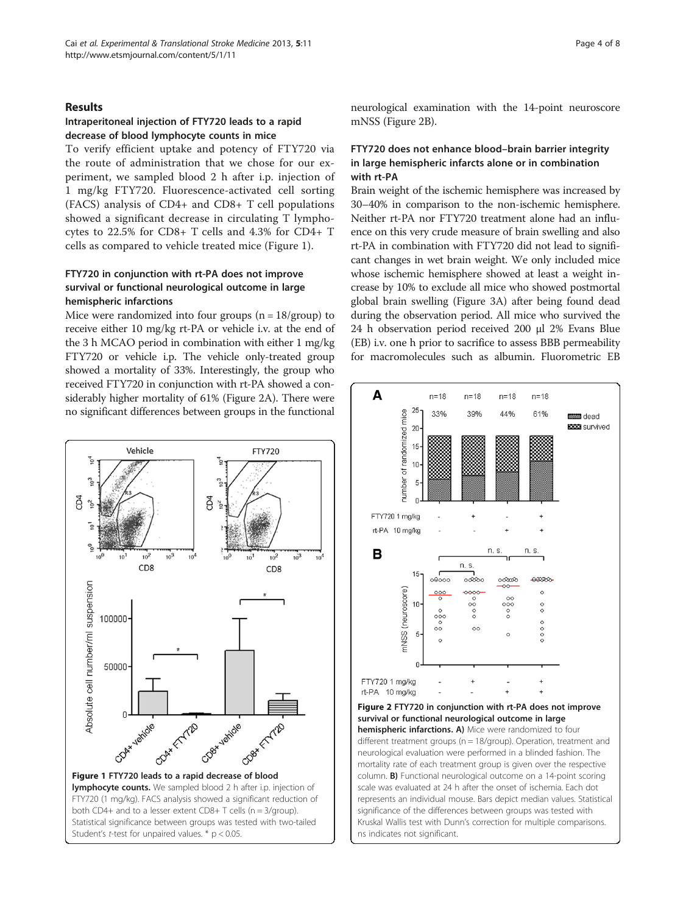## Results

### Intraperitoneal injection of FTY720 leads to a rapid decrease of blood lymphocyte counts in mice

To verify efficient uptake and potency of FTY720 via the route of administration that we chose for our experiment, we sampled blood 2 h after i.p. injection of 1 mg/kg FTY720. Fluorescence-activated cell sorting (FACS) analysis of CD4+ and CD8+ T cell populations showed a significant decrease in circulating T lymphocytes to 22.5% for CD8+ T cells and 4.3% for CD4+ T cells as compared to vehicle treated mice (Figure 1).

### FTY720 in conjunction with rt-PA does not improve survival or functional neurological outcome in large hemispheric infarctions

Mice were randomized into four groups (n = 18/group) to receive either 10 mg/kg rt-PA or vehicle i.v. at the end of the 3 h MCAO period in combination with either 1 mg/kg FTY720 or vehicle i.p. The vehicle only-treated group showed a mortality of 33%. Interestingly, the group who received FTY720 in conjunction with rt-PA showed a considerably higher mortality of 61% (Figure 2A). There were no significant differences between groups in the functional neurological examination with the 14-point neuroscore mNSS (Figure 2B).

**Figure 1 FTY720 leads to a rapid decrease of blood lymphocyte counts.** We sampled blood 2 h after i.p. injection of FTY720 (1 mg/kg). FACS analysis showed a significant reduction of both CD4+ and to a lesser extent CD8+ T cells (n = 3/group). Statistical significance between groups was tested with two-tailed Student's *t*-test for unpaired values. * $p < 0.05$.

### FTY720 does not enhance blood–brain barrier integrity in large hemispheric infarcts alone or in combination with rt-PA

Brain weight of the ischemic hemisphere was increased by 30–40% in comparison to the non-ischemic hemisphere. Neither rt-PA nor FTY720 treatment alone had an influence on this very crude measure of brain swelling and also rt-PA in combination with FTY720 did not lead to significant changes in wet brain weight. We only included mice whose ischemic hemisphere showed at least a weight increase by 10% to exclude all mice who showed postmortal global brain swelling (Figure 3A) after being found dead during the observation period. All mice who survived the 24 h observation period received 200 µl 2% Evans Blue (EB) i.v. one h prior to sacrifice to assess BBB permeability for macromolecules such as albumin. Fluorometric EB

**Figure 2 FTY720 in conjunction with rt-PA does not improve survival or functional neurological outcome in large hemispheric infarctions. A)** Mice were randomized to four different treatment groups (n = 18/group). Operation, treatment and neurological evaluation were performed in a blinded fashion. The mortality rate of each treatment group is given over the respective column. **B)** Functional neurological outcome on a 14-point scoring scale was evaluated at 24 h after the onset of ischemia. Each dot represents an individual mouse. Bars depict median values. Statistical significance of the differences between groups was tested with Kruskal Wallis test with Dunn's correction for multiple comparisons. ns indicates not significant.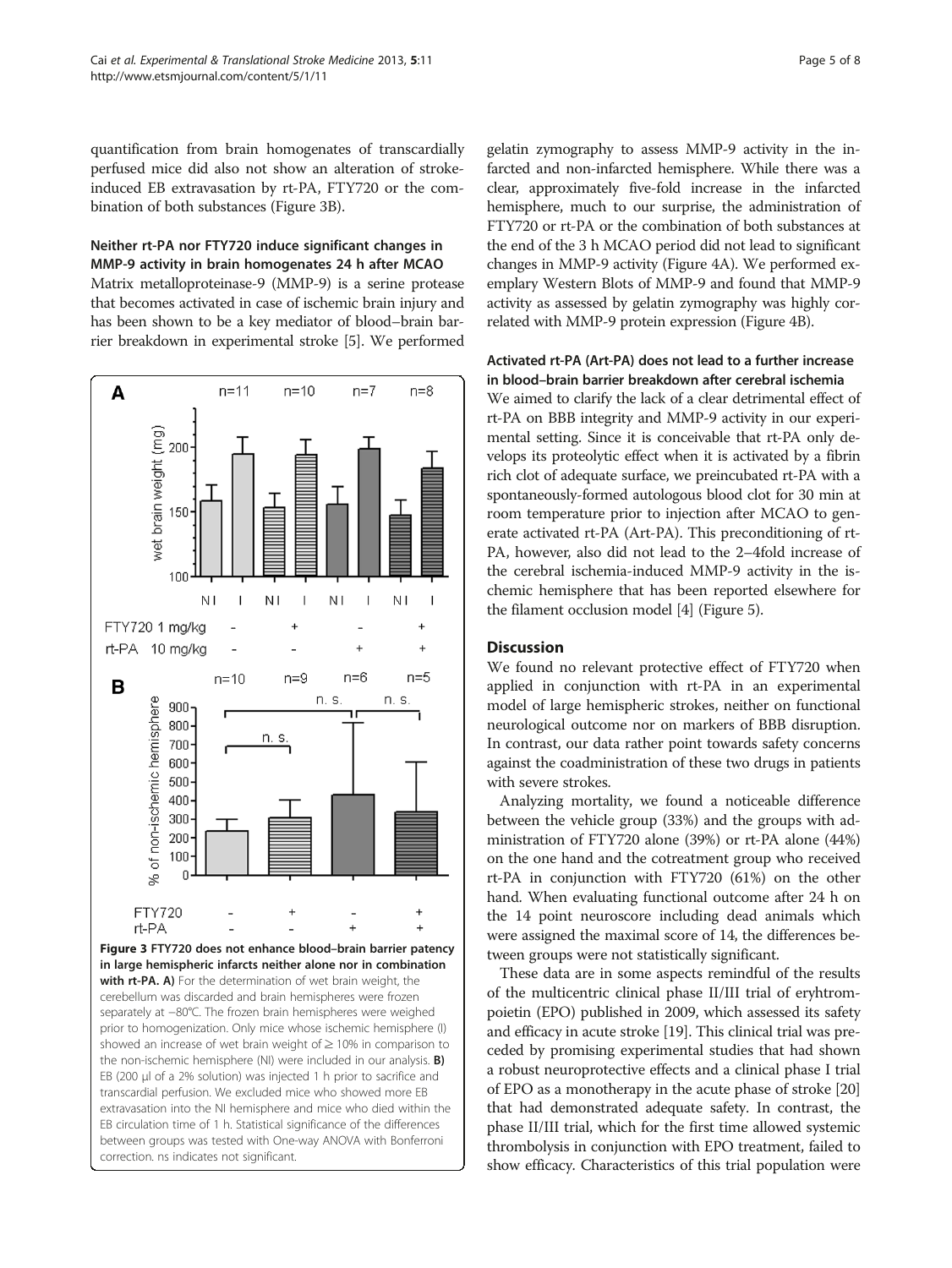quantification from brain homogenates of transcardially perfused mice did also not show an alteration of stroke-induced EB extravasation by rt-PA, FTY720 or the combination of both substances (Figure 3B).

### Neither rt-PA nor FTY720 induce significant changes in MMP-9 activity in brain homogenates 24 h after MCAO

Matrix metalloproteinase-9 (MMP-9) is a serine protease that becomes activated in case of ischemic brain injury and has been shown to be a key mediator of blood–brain barrier breakdown in experimental stroke [5]. We performed gelatin zymography to assess MMP-9 activity in the infarcted and non-infarcted hemisphere. While there was a clear, approximately five-fold increase in the infarcted hemisphere, much to our surprise, the administration of FTY720 or rt-PA or the combination of both substances at the end of the 3 h MCAO period did not lead to significant changes in MMP-9 activity (Figure 4A). We performed exemplary Western Blots of MMP-9 and found that MMP-9 activity as assessed by gelatin zymography was highly correlated with MMP-9 protein expression (Figure 4B).

**Figure 3 FTY720 does not enhance blood–brain barrier patency in large hemispheric infarcts neither alone nor in combination with rt-PA. A)** For the determination of wet brain weight, the cerebellum was discarded and brain hemispheres were frozen separately at −80°C. The frozen brain hemispheres were weighed prior to homogenization. Only mice whose ischemic hemisphere (I) showed an increase of wet brain weight of ≥ 10% in comparison to the non-ischemic hemisphere (NI) were included in our analysis. **B)** EB (200 μl of a 2% solution) was injected 1 h prior to sacrifice and transcardial perfusion. We excluded mice who showed more EB extravasation into the NI hemisphere and mice who died within the EB circulation time of 1 h. Statistical significance of the differences between groups was tested with One-way ANOVA with Bonferroni correction. ns indicates not significant.

### Activated rt-PA (Art-PA) does not lead to a further increase in blood–brain barrier breakdown after cerebral ischemia

We aimed to clarify the lack of a clear detrimental effect of rt-PA on BBB integrity and MMP-9 activity in our experimental setting. Since it is conceivable that rt-PA only develops its proteolytic effect when it is activated by a fibrin rich clot of adequate surface, we preincubated rt-PA with a spontaneously-formed autologous blood clot for 30 min at room temperature prior to injection after MCAO to generate activated rt-PA (Art-PA). This preconditioning of rt-PA, however, also did not lead to the 2–4fold increase of the cerebral ischemia-induced MMP-9 activity in the ischemic hemisphere that has been reported elsewhere for the filament occlusion model [4] (Figure 5).

## Discussion

We found no relevant protective effect of FTY720 when applied in conjunction with rt-PA in an experimental model of large hemispheric strokes, neither on functional neurological outcome nor on markers of BBB disruption. In contrast, our data rather point towards safety concerns against the coadministration of these two drugs in patients with severe strokes.

Analyzing mortality, we found a noticeable difference between the vehicle group (33%) and the groups with administration of FTY720 alone (39%) or rt-PA alone (44%) on the one hand and the cotreatment group who received rt-PA in conjunction with FTY720 (61%) on the other hand. When evaluating functional outcome after 24 h on the 14 point neuroscore including dead animals which were assigned the maximal score of 14, the differences between groups were not statistically significant.

These data are in some aspects remindful of the results of the multicentric clinical phase II/III trial of eryhtrompoietin (EPO) published in 2009, which assessed its safety and efficacy in acute stroke [19]. This clinical trial was preceded by promising experimental studies that had shown a robust neuroprotective effects and a clinical phase I trial of EPO as a monotherapy in the acute phase of stroke [20] that had demonstrated adequate safety. In contrast, the phase II/III trial, which for the first time allowed systemic thrombolysis in conjunction with EPO treatment, failed to show efficacy. Characteristics of this trial population were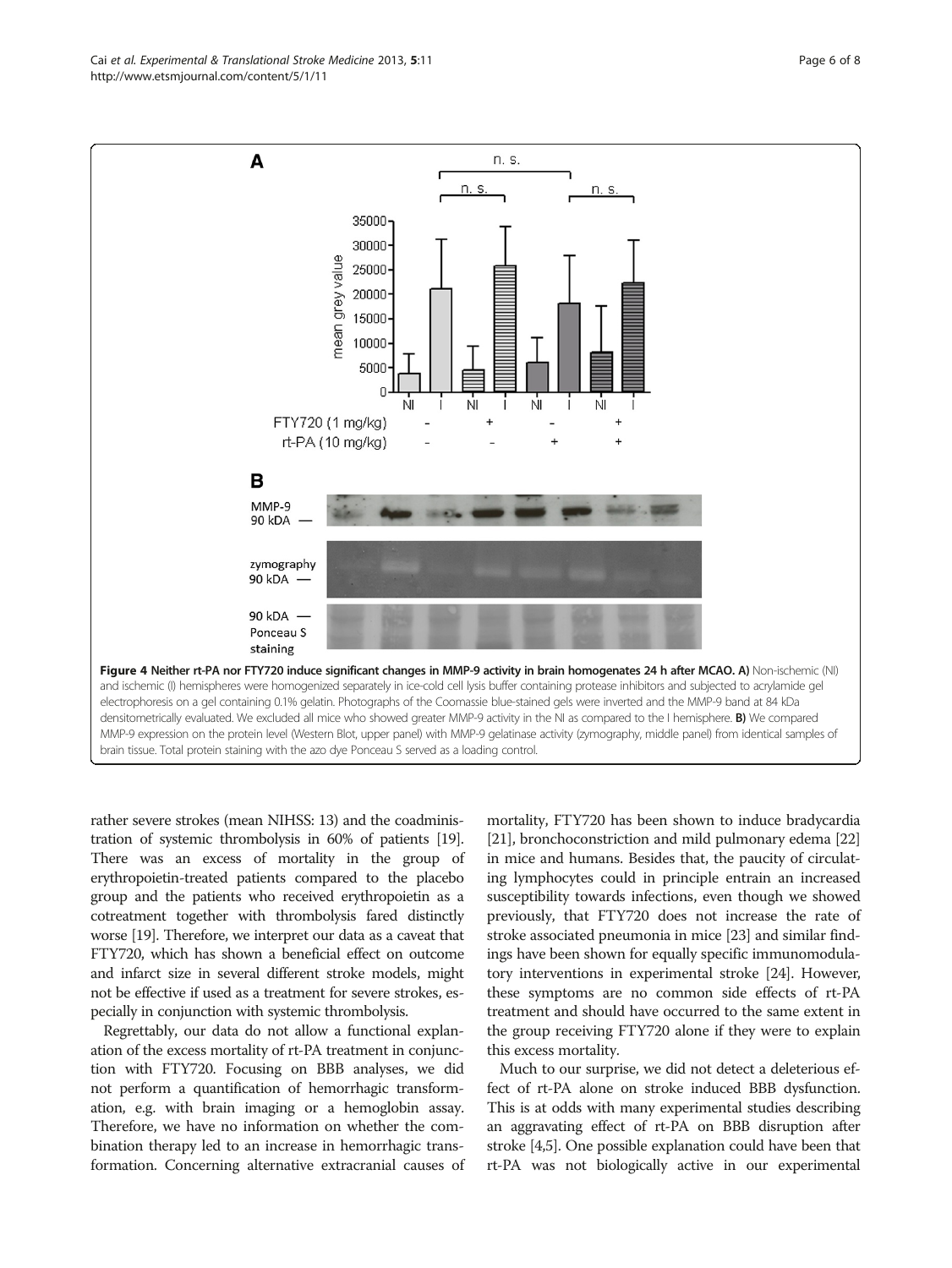**Figure 4 Neither rt-PA nor FTY720 induce significant changes in MMP-9 activity in brain homogenates 24 h after MCAO. A)** Non-ischemic (NI) and ischemic (I) hemispheres were homogenized separately in ice-cold cell lysis buffer containing protease inhibitors and subjected to acrylamide gel electrophoresis on a gel containing 0.1% gelatin. Photographs of the Coomassie blue-stained gels were inverted and the MMP-9 band at 84 kDa densitometrically evaluated. We excluded all mice who showed greater MMP-9 activity in the NI as compared to the I hemisphere. **B)** We compared MMP-9 expression on the protein level (Western Blot, upper panel) with MMP-9 gelatinase activity (zymography, middle panel) from identical samples of brain tissue. Total protein staining with the azo dye Ponceau S served as a loading control.

rather severe strokes (mean NIHSS: 13) and the coadministration of systemic thrombolysis in 60% of patients [19]. There was an excess of mortality in the group of erythropoietin-treated patients compared to the placebo group and the patients who received erythropoietin as a cotreatment together with thrombolysis fared distinctly worse [19]. Therefore, we interpret our data as a caveat that FTY720, which has shown a beneficial effect on outcome and infarct size in several different stroke models, might not be effective if used as a treatment for severe strokes, especially in conjunction with systemic thrombolysis.

Regrettably, our data do not allow a functional explanation of the excess mortality of rt-PA treatment in conjunction with FTY720. Focusing on BBB analyses, we did not perform a quantification of hemorrhagic transformation, e.g. with brain imaging or a hemoglobin assay. Therefore, we have no information on whether the combination therapy led to an increase in hemorrhagic transformation. Concerning alternative extracranial causes of mortality, FTY720 has been shown to induce bradycardia [21], bronchoconstriction and mild pulmonary edema [22] in mice and humans. Besides that, the paucity of circulating lymphocytes could in principle entrain an increased susceptibility towards infections, even though we showed previously, that FTY720 does not increase the rate of stroke associated pneumonia in mice [23] and similar findings have been shown for equally specific immunomodulatory interventions in experimental stroke [24]. However, these symptoms are no common side effects of rt-PA treatment and should have occurred to the same extent in the group receiving FTY720 alone if they were to explain this excess mortality.

Much to our surprise, we did not detect a deleterious effect of rt-PA alone on stroke induced BBB dysfunction. This is at odds with many experimental studies describing an aggravating effect of rt-PA on BBB disruption after stroke [4,5]. One possible explanation could have been that rt-PA was not biologically active in our experimental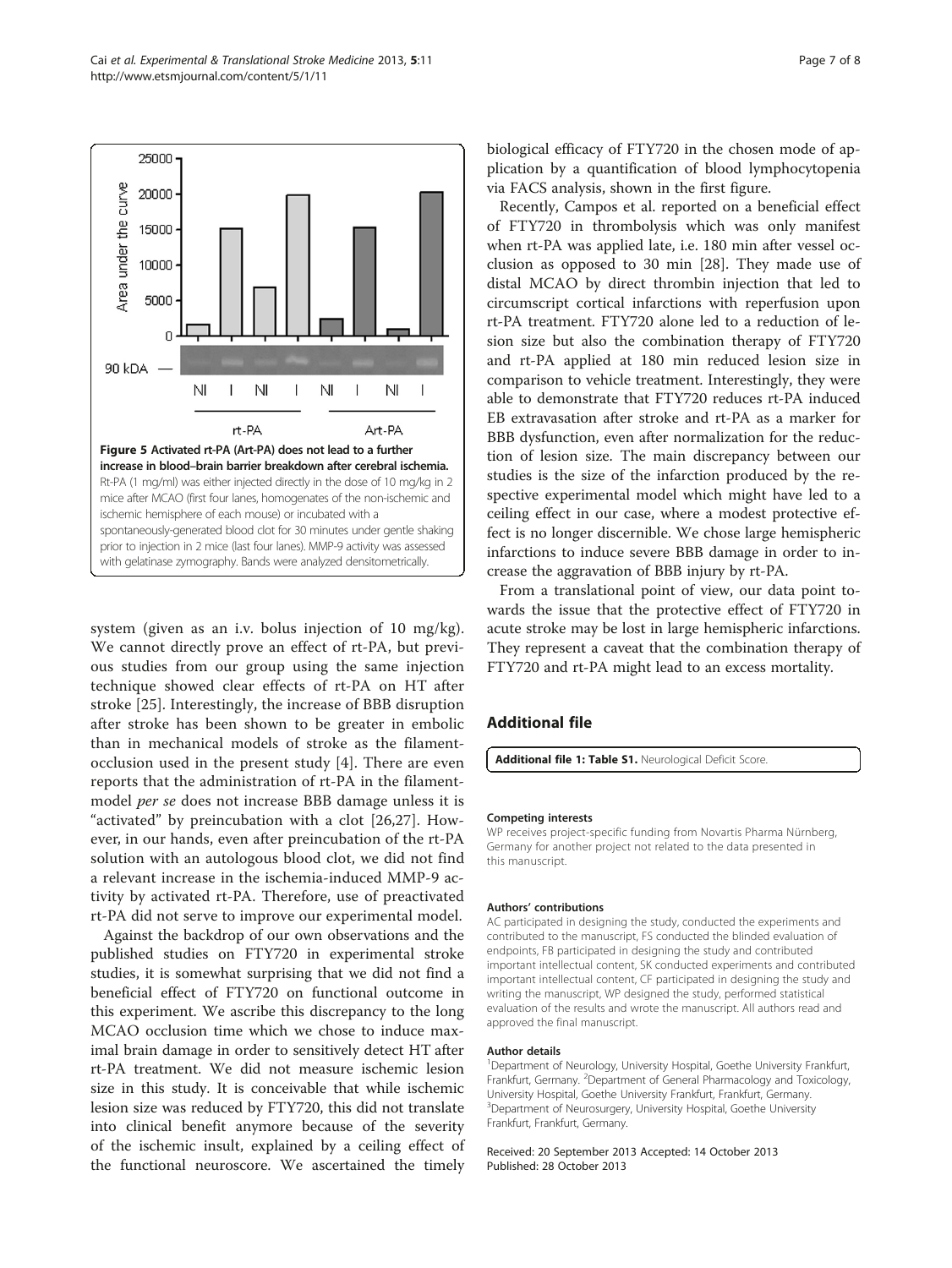**Figure 5 Activated rt-PA (Art-PA) does not lead to a further increase in blood–brain barrier breakdown after cerebral ischemia.** Rt-PA (1 mg/ml) was either injected directly in the dose of 10 mg/kg in 2 mice after MCAO (first four lanes, homogenates of the non-ischemic and ischemic hemisphere of each mouse) or incubated with a spontaneously-generated blood clot for 30 minutes under gentle shaking prior to injection in 2 mice (last four lanes). MMP-9 activity was assessed with gelatinase zymography. Bands were analyzed densitometrically.

system (given as an i.v. bolus injection of 10 mg/kg). We cannot directly prove an effect of rt-PA, but previous studies from our group using the same injection technique showed clear effects of rt-PA on HT after stroke [25]. Interestingly, the increase of BBB disruption after stroke has been shown to be greater in embolic than in mechanical models of stroke as the filament-occlusion used in the present study [4]. There are even reports that the administration of rt-PA in the filament-model *per se* does not increase BBB damage unless it is "activated" by preincubation with a clot [26,27]. However, in our hands, even after preincubation of the rt-PA solution with an autologous blood clot, we did not find a relevant increase in the ischemia-induced MMP-9 activity by activated rt-PA. Therefore, use of preactivated rt-PA did not serve to improve our experimental model.

Against the backdrop of our own observations and the published studies on FTY720 in experimental stroke studies, it is somewhat surprising that we did not find a beneficial effect of FTY720 on functional outcome in this experiment. We ascribe this discrepancy to the long MCAO occlusion time which we chose to induce maximal brain damage in order to sensitively detect HT after rt-PA treatment. We did not measure ischemic lesion size in this study. It is conceivable that while ischemic lesion size was reduced by FTY720, this did not translate into clinical benefit anymore because of the severity of the ischemic insult, explained by a ceiling effect of the functional neuroscore. We ascertained the timely biological efficacy of FTY720 in the chosen mode of application by a quantification of blood lymphocytopenia via FACS analysis, shown in the first figure.

Recently, Campos et al. reported on a beneficial effect of FTY720 in thrombolysis which was only manifest when rt-PA was applied late, i.e. 180 min after vessel occlusion as opposed to 30 min [28]. They made use of distal MCAO by direct thrombin injection that led to circumscript cortical infarctions with reperfusion upon rt-PA treatment. FTY720 alone led to a reduction of lesion size but also the combination therapy of FTY720 and rt-PA applied at 180 min reduced lesion size in comparison to vehicle treatment. Interestingly, they were able to demonstrate that FTY720 reduces rt-PA induced EB extravasation after stroke and rt-PA as a marker for BBB dysfunction, even after normalization for the reduction of lesion size. The main discrepancy between our studies is the size of the infarction produced by the respective experimental model which might have led to a ceiling effect in our case, where a modest protective effect is no longer discernible. We chose large hemispheric infarctions to induce severe BBB damage in order to increase the aggravation of BBB injury by rt-PA.

From a translational point of view, our data point towards the issue that the protective effect of FTY720 in acute stroke may be lost in large hemispheric infarctions. They represent a caveat that the combination therapy of FTY720 and rt-PA might lead to an excess mortality.

## Additional file

**Additional file 1: Table S1.** Neurological Deficit Score.

#### Competing interests

WP receives project-specific funding from Novartis Pharma Nürnberg, Germany for another project not related to the data presented in this manuscript.

#### Authors' contributions

AC participated in designing the study, conducted the experiments and contributed to the manuscript, FS conducted the blinded evaluation of endpoints, FB participated in designing the study and contributed important intellectual content, SK conducted experiments and contributed important intellectual content, CF participated in designing the study and writing the manuscript, WP designed the study, performed statistical evaluation of the results and wrote the manuscript. All authors read and approved the final manuscript.

#### Author details

[1]Department of Neurology, University Hospital, Goethe University Frankfurt, Frankfurt, Germany. [2]Department of General Pharmacology and Toxicology, University Hospital, Goethe University Frankfurt, Frankfurt, Germany. [3]Department of Neurosurgery, University Hospital, Goethe University Frankfurt, Frankfurt, Germany.

Received: 20 September 2013 Accepted: 14 October 2013
Published: 28 October 2013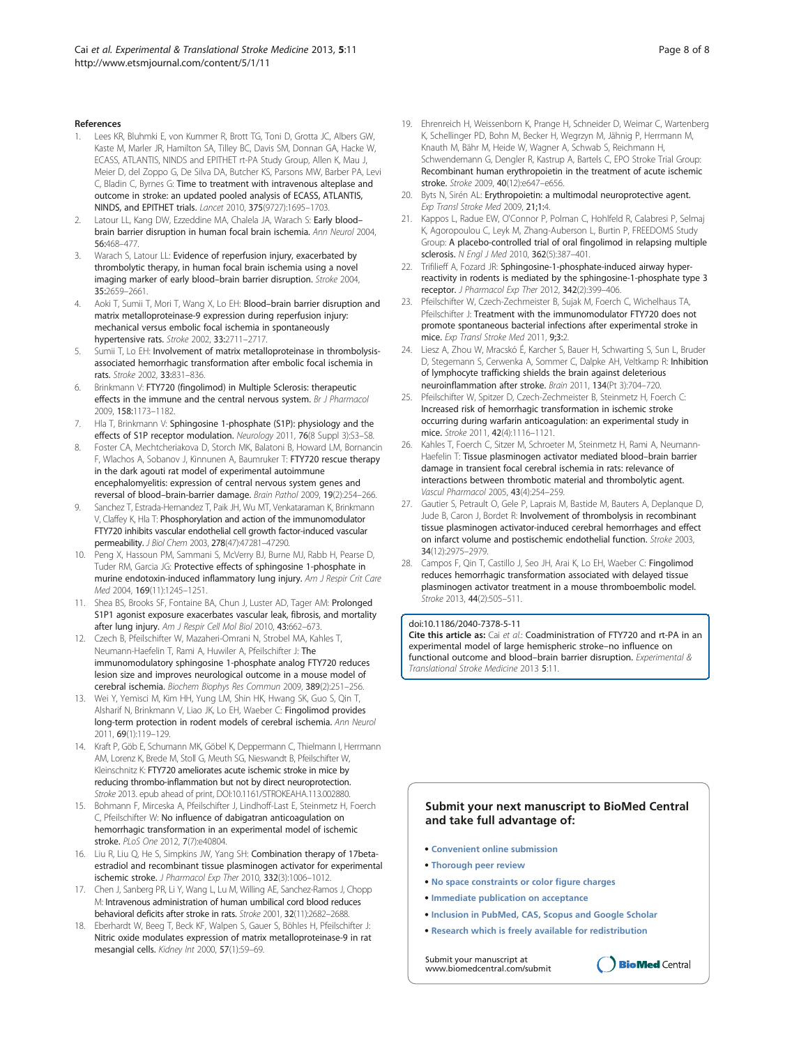## References

1. Lees KR, Bluhmki E, von Kummer R, Brott TG, Toni D, Grotta JC, Albers GW, Kaste M, Marler JR, Hamilton SA, Tilley BC, Davis SM, Donnan GA, Hacke W, ECASS, ATLANTIS, NINDS and EPITHET rt-PA Study Group, Allen K, Mau J, Meier D, del Zoppo G, De Silva DA, Butcher KS, Parsons MW, Barber PA, Levi C, Bladin C, Byrnes G: **Time to treatment with intravenous alteplase and outcome in stroke: an updated pooled analysis of ECASS, ATLANTIS, NINDS, and EPITHET trials.** *Lancet* 2010, **375**(9727):1695–1703.
2. Latour LL, Kang DW, Ezzeddine MA, Chalela JA, Warach S: **Early blood–brain barrier disruption in human focal brain ischemia.** *Ann Neurol* 2004, **56:**468–477.
3. Warach S, Latour LL: **Evidence of reperfusion injury, exacerbated by thrombolytic therapy, in human focal brain ischemia using a novel imaging marker of early blood–brain barrier disruption.** *Stroke* 2004, **35:**2659–2661.
4. Aoki T, Sumii T, Mori T, Wang X, Lo EH: **Blood–brain barrier disruption and matrix metalloproteinase-9 expression during reperfusion injury: mechanical versus embolic focal ischemia in spontaneously hypertensive rats.** *Stroke* 2002, **33:**2711–2717.
5. Sumii T, Lo EH: **Involvement of matrix metalloproteinase in thrombolysis-associated hemorrhagic transformation after embolic focal ischemia in rats.** *Stroke* 2002, **33:**831–836.
6. Brinkmann V: **FTY720 (fingolimod) in Multiple Sclerosis: therapeutic effects in the immune and the central nervous system.** *Br J Pharmacol* 2009, **158:**1173–1182.
7. Hla T, Brinkmann V: **Sphingosine 1-phosphate (S1P): physiology and the effects of S1P receptor modulation.** *Neurology* 2011, **76**(8 Suppl 3):S3–S8.
8. Foster CA, Mechtcheriakova D, Storch MK, Balatoni B, Howard LM, Bornancin F, Wlachos A, Sobanov J, Kinnunen A, Baumruker T: **FTY720 rescue therapy in the dark agouti rat model of experimental autoimmune encephalomyelitis: expression of central nervous system genes and reversal of blood–brain-barrier damage.** *Brain Pathol* 2009, **19**(2):254–266.
9. Sanchez T, Estrada-Hernandez T, Paik JH, Wu MT, Venkataraman K, Brinkmann V, Claffey K, Hla T: **Phosphorylation and action of the immunomodulator FTY720 inhibits vascular endothelial cell growth factor-induced vascular permeability.** *J Biol Chem* 2003, **278**(47):47281–47290.
10. Peng X, Hassoun PM, Sammani S, McVerry BJ, Burne MJ, Rabb H, Pearse D, Tuder RM, Garcia JG: **Protective effects of sphingosine 1-phosphate in murine endotoxin-induced inflammatory lung injury.** *Am J Respir Crit Care Med* 2004, **169**(11):1245–1251.
11. Shea BS, Brooks SF, Fontaine BA, Chun J, Luster AD, Tager AM: **Prolonged S1P1 agonist exposure exacerbates vascular leak, fibrosis, and mortality after lung injury.** *Am J Respir Cell Mol Biol* 2010, **43:**662–673.
12. Czech B, Pfeilschifter W, Mazaheri-Omrani N, Strobel MA, Kahles T, Neumann-Haefelin T, Rami A, Huwiler A, Pfeilschifter J: **The immunomodulatory sphingosine 1-phosphate analog FTY720 reduces lesion size and improves neurological outcome in a mouse model of cerebral ischemia.** *Biochem Biophys Res Commun* 2009, **389**(2):251–256.
13. Wei Y, Yemisci M, Kim HH, Yung LM, Shin HK, Hwang SK, Guo S, Qin T, Alsharif N, Brinkmann V, Liao JK, Lo EH, Waeber C: **Fingolimod provides long-term protection in rodent models of cerebral ischemia.** *Ann Neurol* 2011, **69**(1):119–129.
14. Kraft P, Göb E, Schuhmann MK, Göbel K, Deppermann C, Thielmann I, Herrmann AM, Lorenz K, Brede M, Stoll G, Meuth SG, Nieswandt B, Pfeilschifter W, Kleinschnitz K: **FTY720 ameliorates acute ischemic stroke in mice by reducing thrombo-inflammation but not by direct neuroprotection.** *Stroke* 2013. epub ahead of print, DOI:10.1161/STROKEAHA.113.002880.
15. Bohmann F, Mirceska A, Pfeilschifter J, Lindhoff-Last E, Steinmetz H, Foerch C, Pfeilschifter W: **No influence of dabigatran anticoagulation on hemorrhagic transformation in an experimental model of ischemic stroke.** *PLoS One* 2012, **7**(7):e40804.
16. Liu R, Liu Q, He S, Simpkins JW, Yang SH: **Combination therapy of 17beta-estradiol and recombinant tissue plasminogen activator for experimental ischemic stroke.** *J Pharmacol Exp Ther* 2010, **332**(3):1006–1012.
17. Chen J, Sanberg PR, Li Y, Wang L, Lu M, Willing AE, Sanchez-Ramos J, Chopp M: **Intravenous administration of human umbilical cord blood reduces behavioral deficits after stroke in rats.** *Stroke* 2001, **32**(11):2682–2688.
18. Eberhardt W, Beeg T, Beck KF, Walpen S, Gauer S, Böhles H, Pfeilschifter J: **Nitric oxide modulates expression of matrix metalloproteinase-9 in rat mesangial cells.** *Kidney Int* 2000, **57**(1):59–69.
19. Ehrenreich H, Weissenborn K, Prange H, Schneider D, Weimar C, Wartenberg K, Schellinger PD, Bohn M, Becker H, Wegrzyn M, Jähnig P, Herrmann M, Knauth M, Bähr M, Heide W, Wagner A, Schwab S, Reichmann H, Schwendemann G, Dengler R, Kastrup A, Bartels C, EPO Stroke Trial Group: **Recombinant human erythropoietin in the treatment of acute ischemic stroke.** *Stroke* 2009, **40**(12):e647–e656.
20. Byts N, Sirén AL: **Erythropoietin: a multimodal neuroprotective agent.** *Exp Transl Stroke Med* 2009, **21;1:**4.
21. Kappos L, Radue EW, O'Connor P, Polman C, Hohlfeld R, Calabresi P, Selmaj K, Agoropoulou C, Leyk M, Zhang-Auberson L, Burtin P, FREEDOMS Study Group: **A placebo-controlled trial of oral fingolimod in relapsing multiple sclerosis.** *N Engl J Med* 2010, **362**(5):387–401.
22. Trifilieff A, Fozard JR: **Sphingosine-1-phosphate-induced airway hyper-reactivity in rodents is mediated by the sphingosine-1-phosphate type 3 receptor.** *J Pharmacol Exp Ther* 2012, **342**(2):399–406.
23. Pfeilschifter W, Czech-Zechmeister B, Sujak M, Foerch C, Wichelhaus TA, Pfeilschifter J: **Treatment with the immunomodulator FTY720 does not promote spontaneous bacterial infections after experimental stroke in mice.** *Exp Transl Stroke Med* 2011, **9;3:**2.
24. Liesz A, Zhou W, Mracskó É, Karcher S, Bauer H, Schwarting S, Sun L, Bruder D, Stegemann S, Cerwenka A, Sommer C, Dalpke AH, Veltkamp R: **Inhibition of lymphocyte trafficking shields the brain against deleterious neuroinflammation after stroke.** *Brain* 2011, **134**(Pt 3):704–720.
25. Pfeilschifter W, Spitzer D, Czech-Zechmeister B, Steinmetz H, Foerch C: **Increased risk of hemorrhagic transformation in ischemic stroke occurring during warfarin anticoagulation: an experimental study in mice.** *Stroke* 2011, **42**(4):1116–1121.
26. Kahles T, Foerch C, Sitzer M, Schroeter M, Steinmetz H, Rami A, Neumann-Haefelin T: **Tissue plasminogen activator mediated blood–brain barrier damage in transient focal cerebral ischemia in rats: relevance of interactions between thrombotic material and thrombolytic agent.** *Vascul Pharmacol* 2005, **43**(4):254–259.
27. Gautier S, Petrault O, Gele P, Laprais M, Bastide M, Bauters A, Deplanque D, Jude B, Caron J, Bordet R: **Involvement of thrombolysis in recombinant tissue plasminogen activator-induced cerebral hemorrhages and effect on infarct volume and postischemic endothelial function.** *Stroke* 2003, **34**(12):2975–2979.
28. Campos F, Qin T, Castillo J, Seo JH, Arai K, Lo EH, Waeber C: **Fingolimod reduces hemorrhagic transformation associated with delayed tissue plasminogen activator treatment in a mouse thromboembolic model.** *Stroke* 2013, **44**(2):505–511.

doi:10.1186/2040-7378-5-11

**Cite this article as:** Cai *et al.*: Coadministration of FTY720 and rt-PA in an experimental model of large hemispheric stroke–no influence on functional outcome and blood–brain barrier disruption. *Experimental & Translational Stroke Medicine* 2013 **5**:11.

**Submit your next manuscript to BioMed Central and take full advantage of:**

- **Convenient online submission**
- **Thorough peer review**
- **No space constraints or color figure charges**
- **Immediate publication on acceptance**
- **Inclusion in PubMed, CAS, Scopus and Google Scholar**
- **Research which is freely available for redistribution**

Submit your manuscript at www.biomedcentral.com/submit

BioMed Central